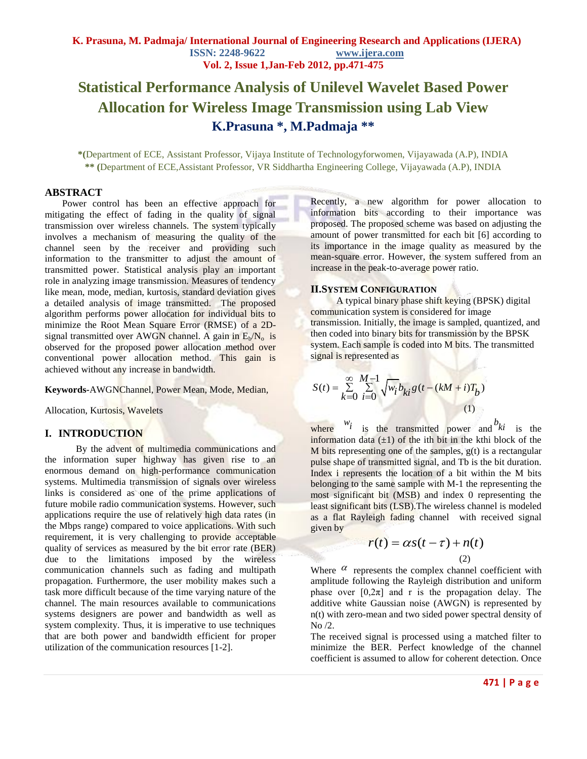# Statistical Performance Analysis of Unilevel Wavelet Based Power Allocation for Wireless Image Transmission using Lab View

**K.Prasuna \*, M.Padmaja \*\***

\*(Department of ECE, Assistant Professor, Vijaya Institute of Technologyforwomen, Vijayawada (A.P), INDIA

\*\* (Department of ECE,Assistant Professor, VR Siddhartha Engineering College, Vijayawada (A.P), INDIA

## ABSTRACT

Power control has been an effective approach for mitigating the effect of fading in the quality of signal transmission over wireless channels. The system typically involves a mechanism of measuring the quality of the channel seen by the receiver and providing such information to the transmitter to adjust the amount of transmitted power. Statistical analysis play an important role in analyzing image transmission. Measures of tendency like mean, mode, median, kurtosis, standard deviation gives a detailed analysis of image transmitted. The proposed algorithm performs power allocation for individual bits to minimize the Root Mean Square Error (RMSE) of a 2D-signal transmitted over AWGN channel. A gain in $E_b/N_o$ is observed for the proposed power allocation method over conventional power allocation method. This gain is achieved without any increase in bandwidth.

**Keywords**-AWGNChannel, Power Mean, Mode, Median,

Allocation, Kurtosis, Wavelets

## I. INTRODUCTION

By the advent of multimedia communications and the information super highway has given rise to an enormous demand on high-performance communication systems. Multimedia transmission of signals over wireless links is considered as one of the prime applications of future mobile radio communication systems. However, such applications require the use of relatively high data rates (in the Mbps range) compared to voice applications. With such requirement, it is very challenging to provide acceptable quality of services as measured by the bit error rate (BER) due to the limitations imposed by the wireless communication channels such as fading and multipath propagation. Furthermore, the user mobility makes such a task more difficult because of the time varying nature of the channel. The main resources available to communications systems designers are power and bandwidth as well as system complexity. Thus, it is imperative to use techniques that are both power and bandwidth efficient for proper utilization of the communication resources [1-2].

Recently, a new algorithm for power allocation to information bits according to their importance was proposed. The proposed scheme was based on adjusting the amount of power transmitted for each bit [6] according to its importance in the image quality as measured by the mean-square error. However, the system suffered from an increase in the peak-to-average power ratio.

## II.System Configuration

A typical binary phase shift keying (BPSK) digital communication system is considered for image transmission. Initially, the image is sampled, quantized, and then coded into binary bits for transmission by the BPSK system. Each sample is coded into M bits. The transmitted signal is represented as

$$S(t) = \sum_{k=0}^{\infty} \sum_{i=0}^{M-1} \sqrt{w_i} b_{ki} g(t-(kM+i)T_b) \quad (1)$$

where $w_i$ is the transmitted power and $b_{ki}$ is the information data (±1) of the ith bit in the kthi block of the M bits representing one of the samples, g(t) is a rectangular pulse shape of transmitted signal, and Tb is the bit duration. Index i represents the location of a bit within the M bits belonging to the same sample with M-1 the representing the most significant bit (MSB) and index 0 representing the least significant bits (LSB).The wireless channel is modeled as a flat Rayleigh fading channel with received signal given by

$$r(t) = \alpha s(t-\tau) + n(t) \quad (2)$$

Where $\alpha$ represents the complex channel coefficient with amplitude following the Rayleigh distribution and uniform phase over [0,2π] and r is the propagation delay. The additive white Gaussian noise (AWGN) is represented by n(t) with zero-mean and two sided power spectral density of No /2.

The received signal is processed using a matched filter to minimize the BER. Perfect knowledge of the channel coefficient is assumed to allow for coherent detection. Once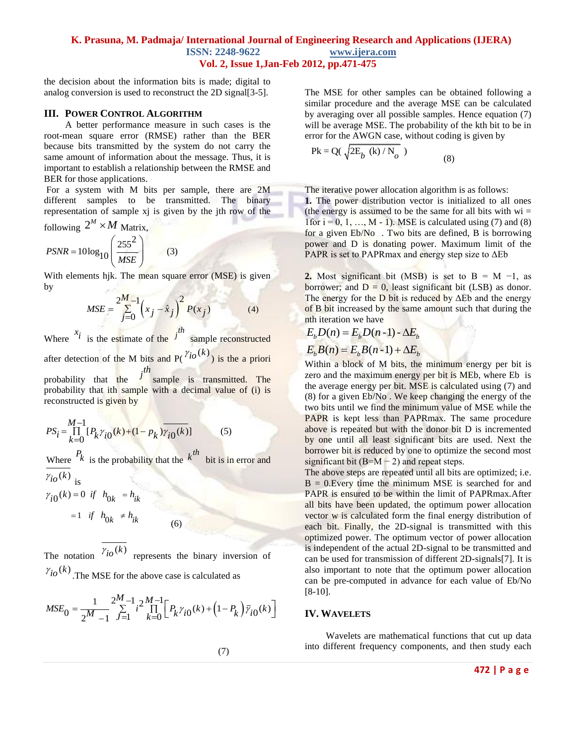the decision about the information bits is made; digital to analog conversion is used to reconstruct the 2D signal[3-5].

## III. POWER CONTROL ALGORITHM

A better performance measure in such cases is the root-mean square error (RMSE) rather than the BER because bits transmitted by the system do not carry the same amount of information about the message. Thus, it is important to establish a relationship between the RMSE and BER for those applications.

For a system with M bits per sample, there are 2M different samples to be transmitted. The binary representation of sample xj is given by the jth row of the following $2^M \times M$ Matrix,

$$PSNR = 10\log_{10}\left(\frac{255^2}{MSE}\right) \qquad (3)$$

With elements hjk. The mean square error (MSE) is given by

$$MSE = \sum_{j=0}^{2^M-1}\left(x_j - \hat{x}_j\right)^2 P(x_j) \qquad (4)$$

Where $x_i$ is the estimate of the $j^{th}$ sample reconstructed after detection of the M bits and P($\gamma_{io}(k)$) is the a priori probability that the $j^{th}$ sample is transmitted. The probability that ith sample with a decimal value of (i) is reconstructed is given by

$$PS_i = \prod_{k=0}^{M-1}[P_k\gamma_{i0}(k) + (1-p_k)\overline{\gamma_{i0}(k)}] \qquad (5)$$

Where $P_k$ is the probability that the $k^{th}$ bit is in error and $\gamma_{io}(k)$ is

$$\begin{aligned}\gamma_{i0}(k) &= 0 \ \ if \ \ h_{0k} = h_{ik} \\ &= 1 \ \ if \ \ h_{0k} \neq h_{ik}\end{aligned} \qquad (6)$$

The notation $\overline{\gamma_{io}(k)}$ represents the binary inversion of $\gamma_{io}(k)$. The MSE for the above case is calculated as

$$MSE_0 = \frac{1}{2^M-1}\sum_{j=1}^{2^M-1} i^2 \prod_{k=0}^{M-1}\left[P_k\gamma_{i0}(k) + \left(1-P_k\right)\bar{\gamma}_{i0}(k)\right] \qquad (7)$$

The MSE for other samples can be obtained following a similar procedure and the average MSE can be calculated by averaging over all possible samples. Hence equation (7) will be average MSE. The probability of the kth bit to be in error for the AWGN case, without coding is given by

$$Pk = Q(\sqrt{2E_b\ (k)/N_o}\ ) \qquad (8)$$

The iterative power allocation algorithm is as follows:

**1.** The power distribution vector is initialized to all ones (the energy is assumed to be the same for all bits with wi = 1for i = 0, 1, …, M - 1). MSE is calculated using (7) and (8) for a given Eb/No . Two bits are defined, B is borrowing power and D is donating power. Maximum limit of the PAPR is set to PAPRmax and energy step size to ΔEb

**2.** Most significant bit (MSB) is set to B = M −1, as borrower; and D = 0, least significant bit (LSB) as donor. The energy for the D bit is reduced by ΔEb and the energy of B bit increased by the same amount such that during the nth iteration we have

$$E_bD(n) = E_bD(n-1) - \Delta E_b$$

$$E_bB(n) = E_bB(n-1) + \Delta E_b$$

Within a block of M bits, the minimum energy per bit is zero and the maximum energy per bit is MEb, where Eb is the average energy per bit. MSE is calculated using (7) and (8) for a given Eb/No . We keep changing the energy of the two bits until we find the minimum value of MSE while the PAPR is kept less than PAPRmax. The same procedure above is repeated but with the donor bit D is incremented by one until all least significant bits are used. Next the borrower bit is reduced by one to optimize the second most significant bit (B=M − 2) and repeat steps.

The above steps are repeated until all bits are optimized; i.e. B = 0.Every time the minimum MSE is searched for and PAPR is ensured to be within the limit of PAPRmax.After all bits have been updated, the optimum power allocation vector w is calculated form the final energy distribution of each bit. Finally, the 2D-signal is transmitted with this optimized power. The optimum vector of power allocation is independent of the actual 2D-signal to be transmitted and can be used for transmission of different 2D-signals[7]. It is also important to note that the optimum power allocation can be pre-computed in advance for each value of Eb/No [8-10].

## IV. WAVELETS

Wavelets are mathematical functions that cut up data into different frequency components, and then study each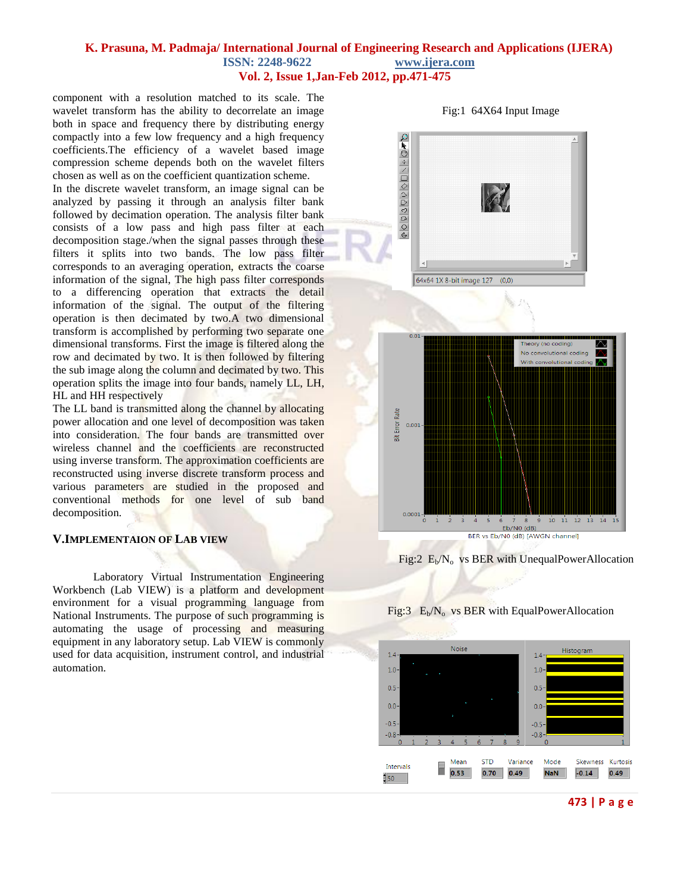component with a resolution matched to its scale. The wavelet transform has the ability to decorrelate an image both in space and frequency there by distributing energy compactly into a few low frequency and a high frequency coefficients.The efficiency of a wavelet based image compression scheme depends both on the wavelet filters chosen as well as on the coefficient quantization scheme.

In the discrete wavelet transform, an image signal can be analyzed by passing it through an analysis filter bank followed by decimation operation. The analysis filter bank consists of a low pass and high pass filter at each decomposition stage./when the signal passes through these filters it splits into two bands. The low pass filter corresponds to an averaging operation, extracts the coarse information of the signal, The high pass filter corresponds to a differencing operation that extracts the detail information of the signal. The output of the filtering operation is then decimated by two.A two dimensional transform is accomplished by performing two separate one dimensional transforms. First the image is filtered along the row and decimated by two. It is then followed by filtering the sub image along the column and decimated by two. This operation splits the image into four bands, namely LL, LH, HL and HH respectively

The LL band is transmitted along the channel by allocating power allocation and one level of decomposition was taken into consideration. The four bands are transmitted over wireless channel and the coefficients are reconstructed using inverse transform. The approximation coefficients are reconstructed using inverse discrete transform process and various parameters are studied in the proposed and conventional methods for one level of sub band decomposition.

## V.IMPLEMENTAION OF LAB VIEW

Laboratory Virtual Instrumentation Engineering Workbench (Lab VIEW) is a platform and development environment for a visual programming language from National Instruments. The purpose of such programming is automating the usage of processing and measuring equipment in any laboratory setup. Lab VIEW is commonly used for data acquisition, instrument control, and industrial automation.

Fig:1 64X64 Input Image

Fig:2 $E_b/N_o$ vs BER with UnequalPowerAllocation

Fig:3 $E_b/N_o$ vs BER with EqualPowerAllocation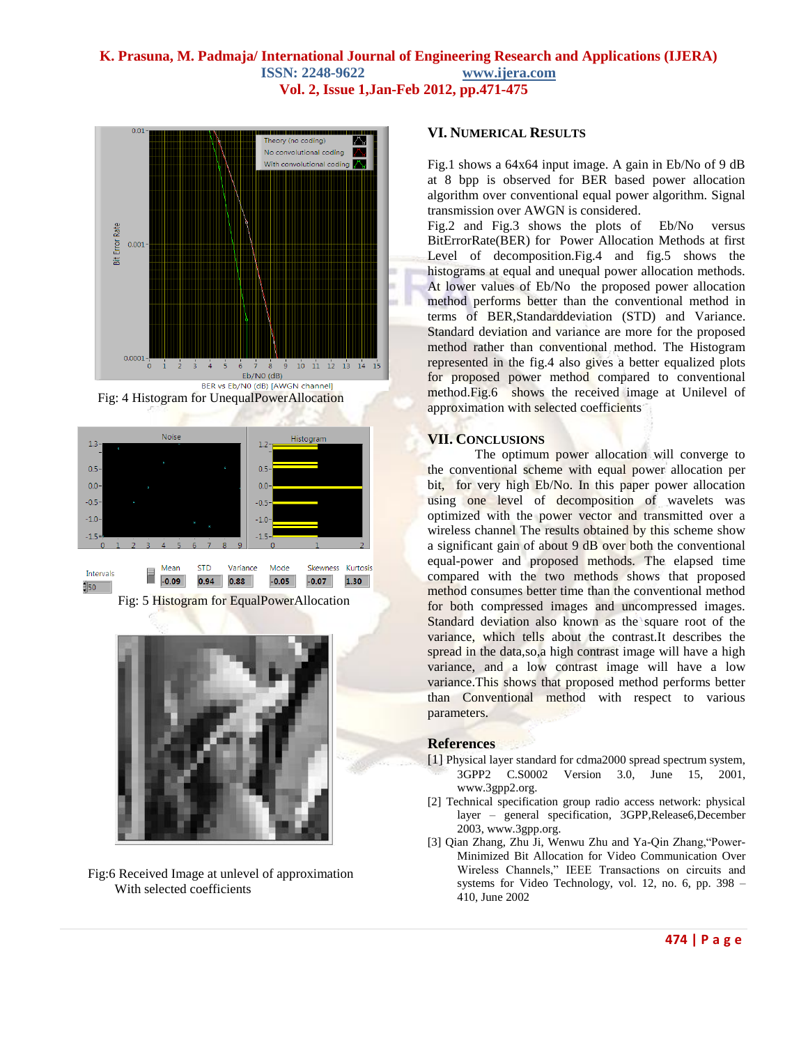Fig: 4 Histogram for UnequalPowerAllocation

Fig: 5 Histogram for EqualPowerAllocation

Fig:6 Received Image at unlevel of approximation With selected coefficients

## VI. Numerical Results

Fig.1 shows a 64x64 input image. A gain in Eb/No of 9 dB at 8 bpp is observed for BER based power allocation algorithm over conventional equal power algorithm. Signal transmission over AWGN is considered.

Fig.2 and Fig.3 shows the plots of Eb/No versus BitErrorRate(BER) for Power Allocation Methods at first Level of decomposition.Fig.4 and fig.5 shows the histograms at equal and unequal power allocation methods. At lower values of Eb/No the proposed power allocation method performs better than the conventional method in terms of BER,Standarddeviation (STD) and Variance. Standard deviation and variance are more for the proposed method rather than conventional method. The Histogram represented in the fig.4 also gives a better equalized plots for proposed power method compared to conventional method.Fig.6 shows the received image at Unilevel of approximation with selected coefficients

## VII. Conclusions

The optimum power allocation will converge to the conventional scheme with equal power allocation per bit, for very high Eb/No. In this paper power allocation using one level of decomposition of wavelets was optimized with the power vector and transmitted over a wireless channel The results obtained by this scheme show a significant gain of about 9 dB over both the conventional equal-power and proposed methods. The elapsed time compared with the two methods shows that proposed method consumes better time than the conventional method for both compressed images and uncompressed images. Standard deviation also known as the square root of the variance, which tells about the contrast.It describes the spread in the data,so,a high contrast image will have a high variance, and a low contrast image will have a low variance.This shows that proposed method performs better than Conventional method with respect to various parameters.

## References

[1] Physical layer standard for cdma2000 spread spectrum system, 3GPP2 C.S0002 Version 3.0, June 15, 2001, www.3gpp2.org.

[2] Technical specification group radio access network: physical layer – general specification, 3GPP,Release6,December 2003, www.3gpp.org.

[3] Qian Zhang, Zhu Ji, Wenwu Zhu and Ya-Qin Zhang,"Power-Minimized Bit Allocation for Video Communication Over Wireless Channels," IEEE Transactions on circuits and systems for Video Technology, vol. 12, no. 6, pp. 398 – 410, June 2002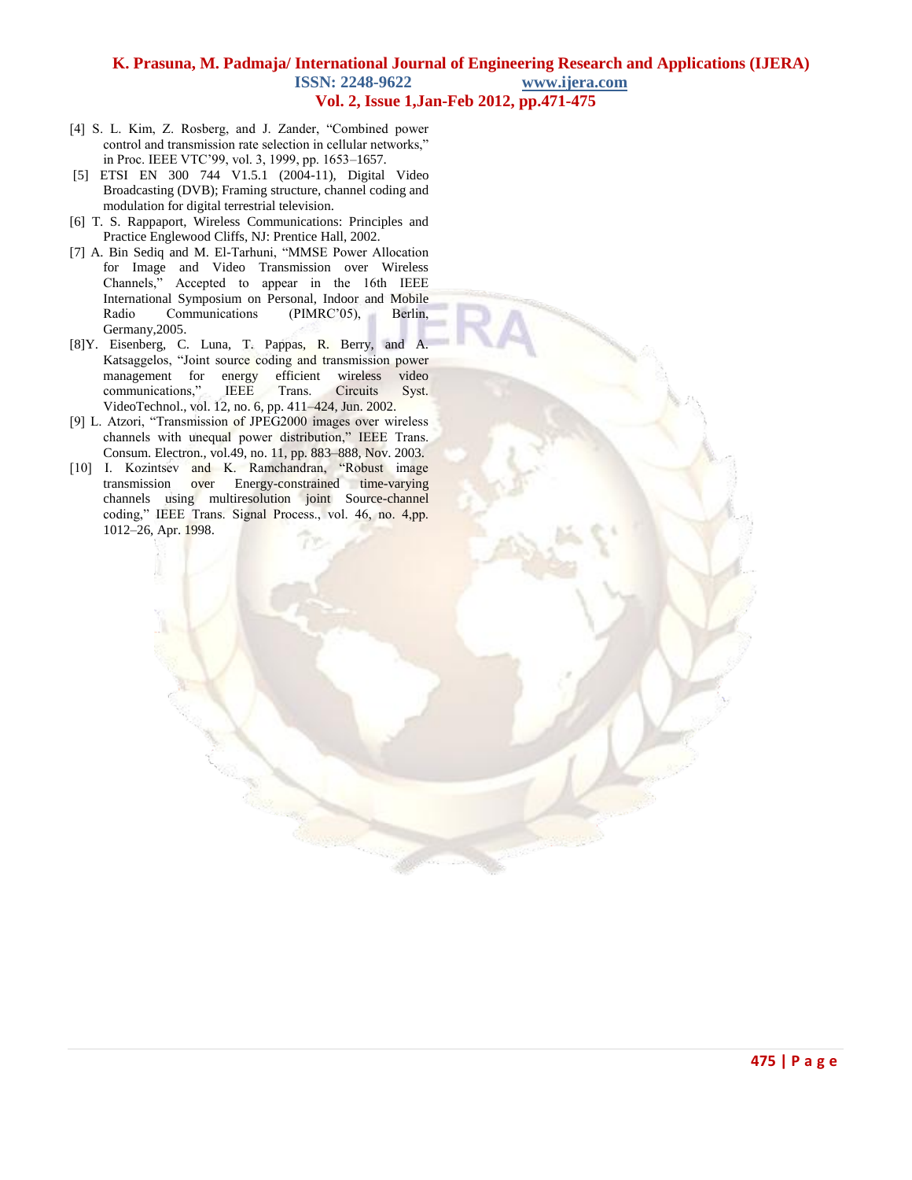[4] S. L. Kim, Z. Rosberg, and J. Zander, "Combined power control and transmission rate selection in cellular networks," in Proc. IEEE VTC'99, vol. 3, 1999, pp. 1653–1657.

[5] ETSI EN 300 744 V1.5.1 (2004-11), Digital Video Broadcasting (DVB); Framing structure, channel coding and modulation for digital terrestrial television.

[6] T. S. Rappaport, Wireless Communications: Principles and Practice Englewood Cliffs, NJ: Prentice Hall, 2002.

[7] A. Bin Sediq and M. El-Tarhuni, "MMSE Power Allocation for Image and Video Transmission over Wireless Channels," Accepted to appear in the 16th IEEE International Symposium on Personal, Indoor and Mobile Radio Communications (PIMRC'05), Berlin, Germany,2005.

[8]Y. Eisenberg, C. Luna, T. Pappas, R. Berry, and A. Katsaggelos, "Joint source coding and transmission power management for energy efficient wireless video communications," IEEE Trans. Circuits Syst. VideoTechnol., vol. 12, no. 6, pp. 411–424, Jun. 2002.

[9] L. Atzori, "Transmission of JPEG2000 images over wireless channels with unequal power distribution," IEEE Trans. Consum. Electron., vol.49, no. 11, pp. 883–888, Nov. 2003.

[10] I. Kozintsev and K. Ramchandran, "Robust image transmission over Energy-constrained time-varying channels using multiresolution joint Source-channel coding," IEEE Trans. Signal Process., vol. 46, no. 4,pp. 1012–26, Apr. 1998.